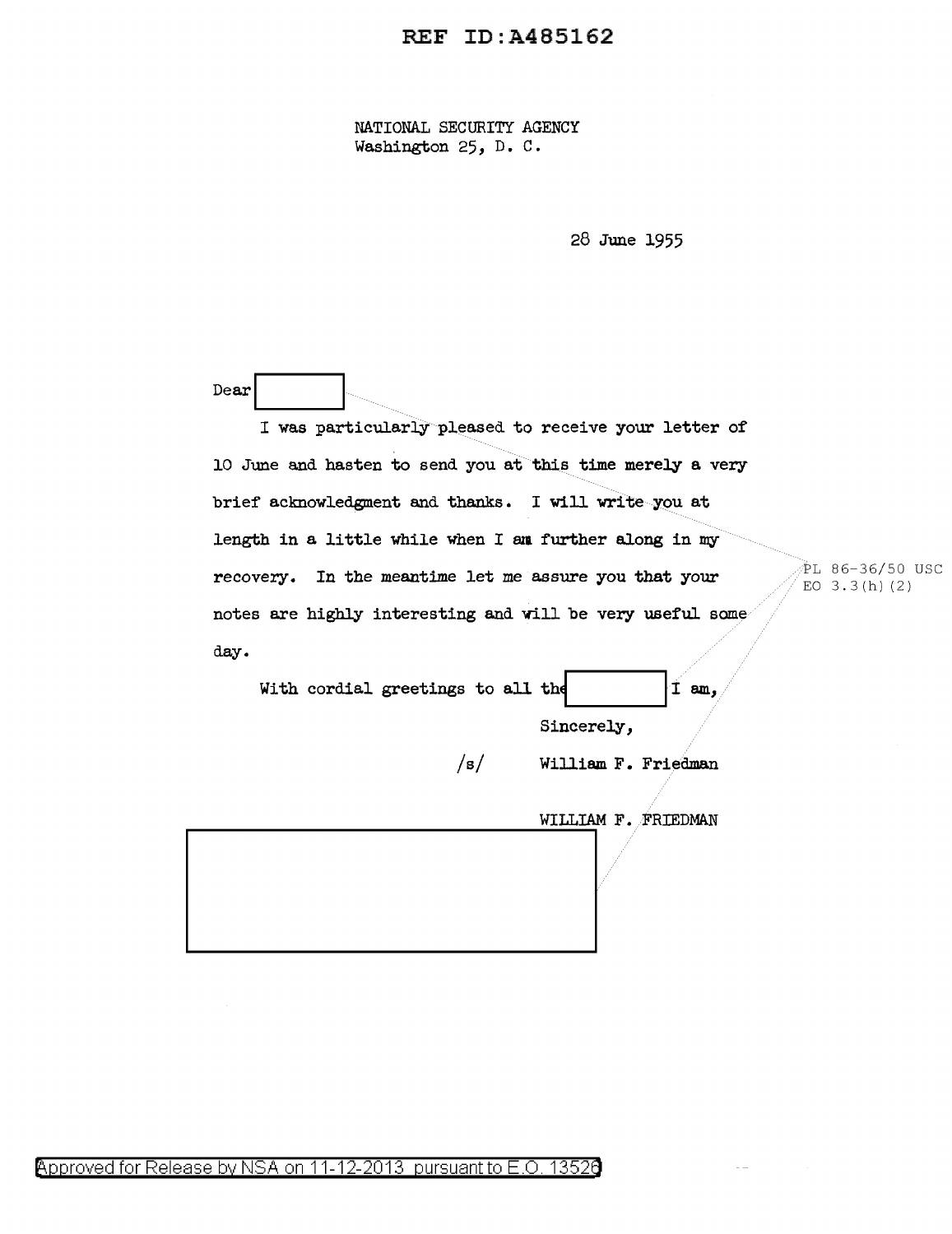REF ID:A485162

NATIONAL SECURITY AGENCY
Washington 25, D. C.

28 June 1955

Dear [redacted]

I was particularly pleased to receive your letter of 10 June and hasten to send you at this time merely a very brief acknowledgment and thanks. I will write you at length in a little while when I am further along in my recovery. In the meantime let me assure you that your notes are highly interesting and will be very useful some day.

With cordial greetings to all the [redacted] I am,

Sincerely,

/s/ William F. Friedman

WILLIAM F. FRIEDMAN

[redacted]

PL 86-36/50 USC
EO 3.3(h)(2)

Approved for Release by NSA on 11-12-2013 pursuant to E.O. 13526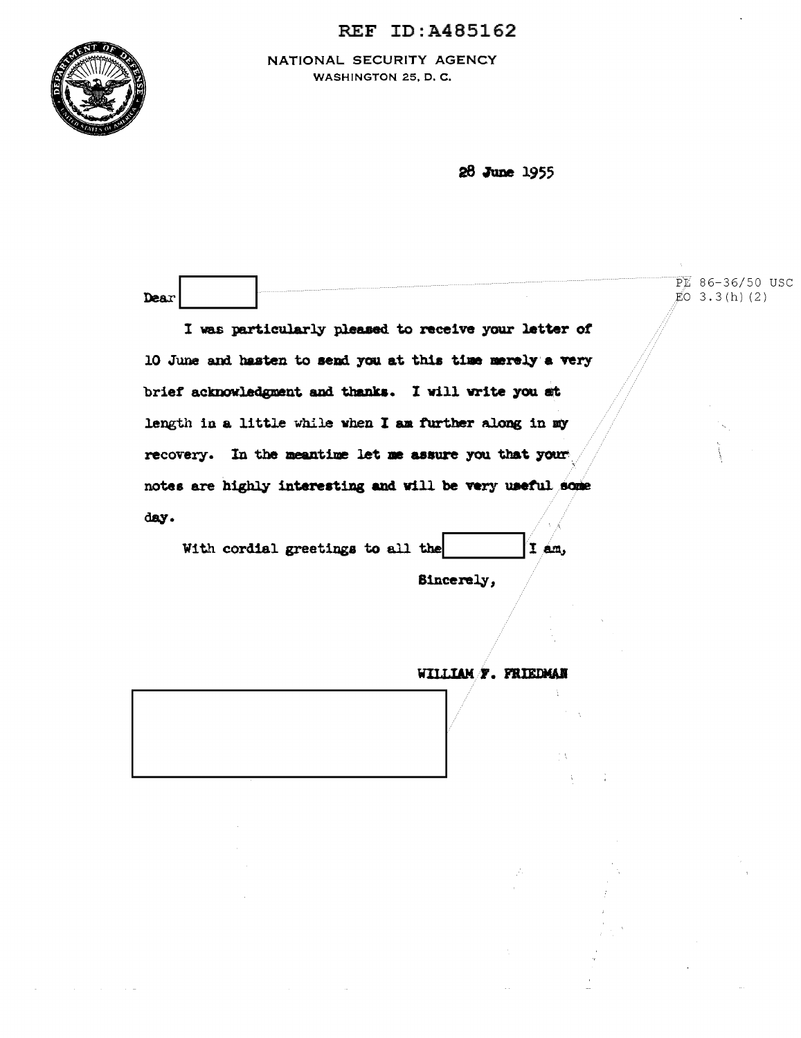REF ID:A485162

NATIONAL SECURITY AGENCY
WASHINGTON 25, D. C.

28 June 1955

PL 86-36/50 USC
EO 3.3(h)(2)

Dear [redacted]

I was particularly pleased to receive your letter of 10 June and hasten to send you at this time merely a very brief acknowledgment and thanks. I will write you at length in a little while when I am further along in my recovery. In the meantime let me assure you that your notes are highly interesting and will be very useful some day.

With cordial greetings to all the [redacted] I am,

Sincerely,

WILLIAM F. FRIEDMAN

[redacted]